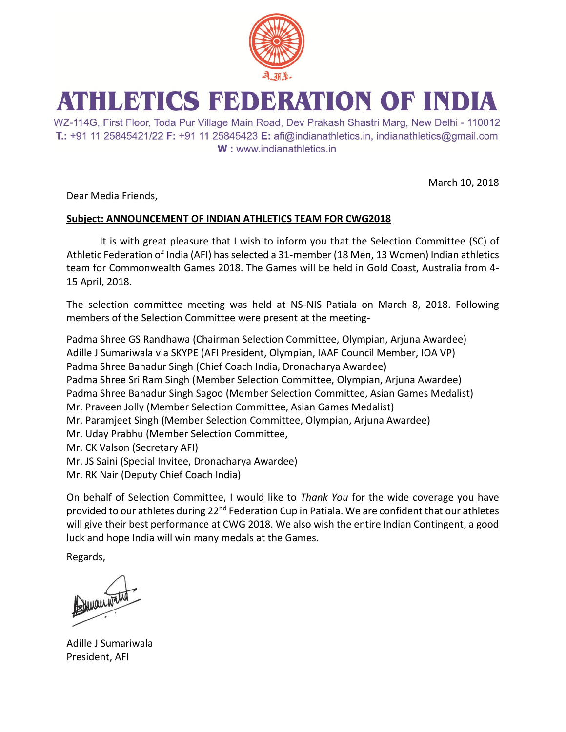# ATHLETICS FEDERATION OF INDIA

WZ-114G, First Floor, Toda Pur Village Main Road, Dev Prakash Shastri Marg, New Delhi - 110012
**T.:** +91 11 25845421/22 **F:** +91 11 25845423 **E:** afi@indianathletics.in, indianathletics@gmail.com
**W :** www.indianathletics.in

March 10, 2018

Dear Media Friends,

**Subject: ANNOUNCEMENT OF INDIAN ATHLETICS TEAM FOR CWG2018**

It is with great pleasure that I wish to inform you that the Selection Committee (SC) of Athletic Federation of India (AFI) has selected a 31-member (18 Men, 13 Women) Indian athletics team for Commonwealth Games 2018. The Games will be held in Gold Coast, Australia from 4-15 April, 2018.

The selection committee meeting was held at NS-NIS Patiala on March 8, 2018. Following members of the Selection Committee were present at the meeting-

Padma Shree GS Randhawa (Chairman Selection Committee, Olympian, Arjuna Awardee)
Adille J Sumariwala via SKYPE (AFI President, Olympian, IAAF Council Member, IOA VP)
Padma Shree Bahadur Singh (Chief Coach India, Dronacharya Awardee)
Padma Shree Sri Ram Singh (Member Selection Committee, Olympian, Arjuna Awardee)
Padma Shree Bahadur Singh Sagoo (Member Selection Committee, Asian Games Medalist)
Mr. Praveen Jolly (Member Selection Committee, Asian Games Medalist)
Mr. Paramjeet Singh (Member Selection Committee, Olympian, Arjuna Awardee)
Mr. Uday Prabhu (Member Selection Committee,
Mr. CK Valson (Secretary AFI)
Mr. JS Saini (Special Invitee, Dronacharya Awardee)
Mr. RK Nair (Deputy Chief Coach India)

On behalf of Selection Committee, I would like to *Thank You* for the wide coverage you have provided to our athletes during 22nd Federation Cup in Patiala. We are confident that our athletes will give their best performance at CWG 2018. We also wish the entire Indian Contingent, a good luck and hope India will win many medals at the Games.

Regards,

Adille J Sumariwala
President, AFI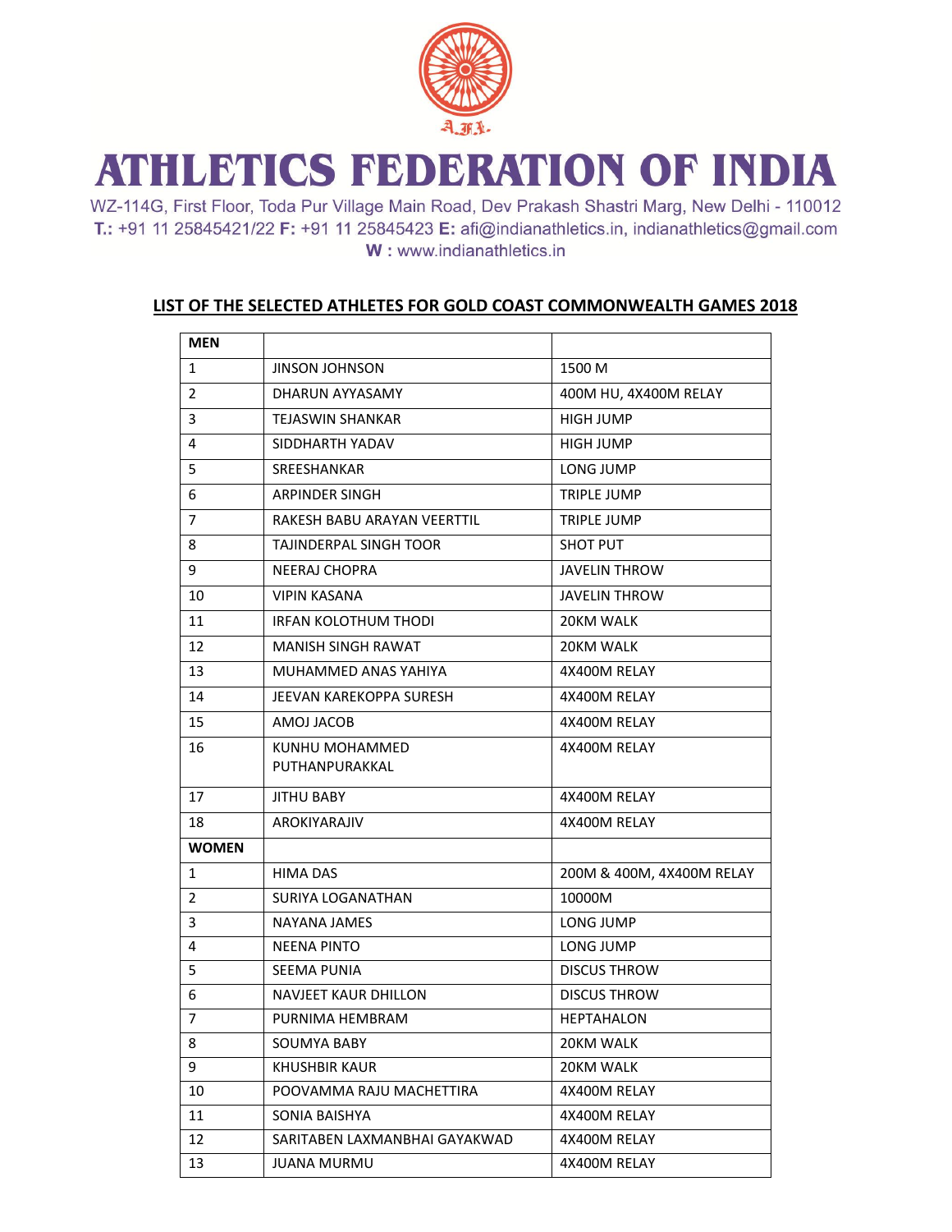A.F.I.

# ATHLETICS FEDERATION OF INDIA

WZ-114G, First Floor, Toda Pur Village Main Road, Dev Prakash Shastri Marg, New Delhi - 110012
**T.:** +91 11 25845421/22 **F:** +91 11 25845423 **E:** afi@indianathletics.in, indianathletics@gmail.com
**W :** www.indianathletics.in

## LIST OF THE SELECTED ATHLETES FOR GOLD COAST COMMONWEALTH GAMES 2018

| | | |
|---|---|---|
| **MEN** | | |
| 1 | JINSON JOHNSON | 1500 M |
| 2 | DHARUN AYYASAMY | 400M HU, 4X400M RELAY |
| 3 | TEJASWIN SHANKAR | HIGH JUMP |
| 4 | SIDDHARTH YADAV | HIGH JUMP |
| 5 | SREESHANKAR | LONG JUMP |
| 6 | ARPINDER SINGH | TRIPLE JUMP |
| 7 | RAKESH BABU ARAYAN VEERTTIL | TRIPLE JUMP |
| 8 | TAJINDERPAL SINGH TOOR | SHOT PUT |
| 9 | NEERAJ CHOPRA | JAVELIN THROW |
| 10 | VIPIN KASANA | JAVELIN THROW |
| 11 | IRFAN KOLOTHUM THODI | 20KM WALK |
| 12 | MANISH SINGH RAWAT | 20KM WALK |
| 13 | MUHAMMED ANAS YAHIYA | 4X400M RELAY |
| 14 | JEEVAN KAREKOPPA SURESH | 4X400M RELAY |
| 15 | AMOJ JACOB | 4X400M RELAY |
| 16 | KUNHU MOHAMMED PUTHANPURAKKAL | 4X400M RELAY |
| 17 | JITHU BABY | 4X400M RELAY |
| 18 | AROKIYARAJIV | 4X400M RELAY |
| **WOMEN** | | |
| 1 | HIMA DAS | 200M & 400M, 4X400M RELAY |
| 2 | SURIYA LOGANATHAN | 10000M |
| 3 | NAYANA JAMES | LONG JUMP |
| 4 | NEENA PINTO | LONG JUMP |
| 5 | SEEMA PUNIA | DISCUS THROW |
| 6 | NAVJEET KAUR DHILLON | DISCUS THROW |
| 7 | PURNIMA HEMBRAM | HEPTAHALON |
| 8 | SOUMYA BABY | 20KM WALK |
| 9 | KHUSHBIR KAUR | 20KM WALK |
| 10 | POOVAMMA RAJU MACHETTIRA | 4X400M RELAY |
| 11 | SONIA BAISHYA | 4X400M RELAY |
| 12 | SARITABEN LAXMANBHAI GAYAKWAD | 4X400M RELAY |
| 13 | JUANA MURMU | 4X400M RELAY |